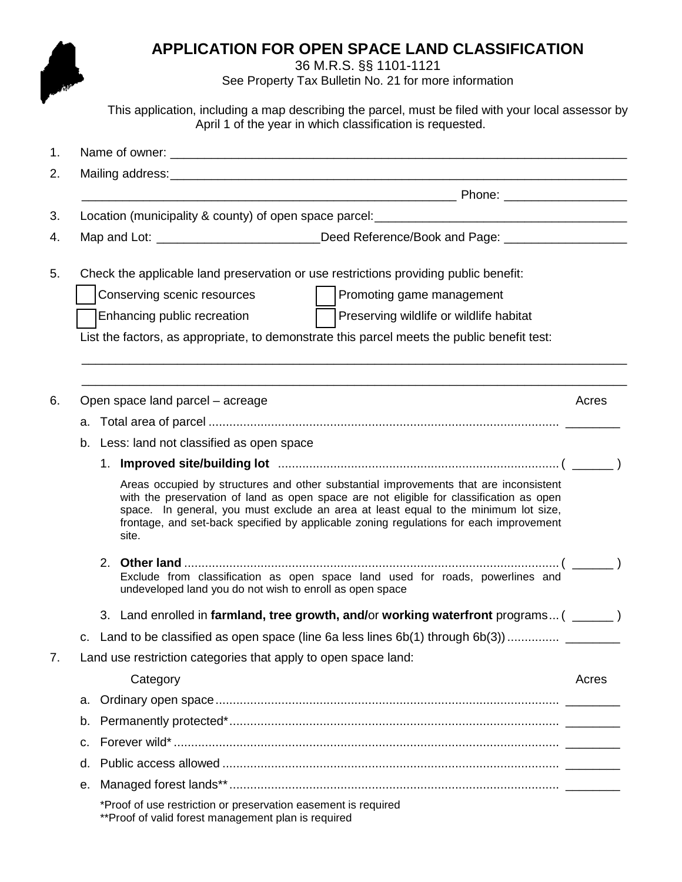# APPLICATION FOR OPEN SPACE LAND CLASSIFICATION

36 M.R.S. §§ 1101-1121

See Property Tax Bulletin No. 21 for more information

This application, including a map describing the parcel, must be filed with your local assessor by April 1 of the year in which classification is requested.

1. Name of owner: ______________________________________________________________
2. Mailing address: ______________________________________________________________
   ______________________________________________________ Phone: _______________
3. Location (municipality & county) of open space parcel: ________________________________
4. Map and Lot: ______________________ Deed Reference/Book and Page: _______________
5. Check the applicable land preservation or use restrictions providing public benefit:

   ☐ Conserving scenic resources ☐ Promoting game management

   ☐ Enhancing public recreation ☐ Preserving wildlife or wildlife habitat

   List the factors, as appropriate, to demonstrate this parcel meets the public benefit test:

   ______________________________________________________________________________

   ______________________________________________________________________________

6. Open space land parcel – acreage — Acres
   a. Total area of parcel .................................................................................................... ________
   b. Less: land not classified as open space
      1. **Improved site/building lot** ................................................................................ ( ______ )

         Areas occupied by structures and other substantial improvements that are inconsistent with the preservation of land as open space are not eligible for classification as open space. In general, you must exclude an area at least equal to the minimum lot size, frontage, and set-back specified by applicable zoning regulations for each improvement site.

      2. **Other land** ............................................................................................................ ( ______ )

         Exclude from classification as open space land used for roads, powerlines and undeveloped land you do not wish to enroll as open space

      3. Land enrolled in **farmland, tree growth, and/**or **working waterfront** programs ... ( ______ )
   c. Land to be classified as open space (line 6a less lines 6b(1) through 6b(3)) ............... ________
7. Land use restriction categories that apply to open space land:

   | | Category | Acres |
   |---|---|---|
   | a. | Ordinary open space | ________ |
   | b. | Permanently protected* | ________ |
   | c. | Forever wild* | ________ |
   | d. | Public access allowed | ________ |
   | e. | Managed forest lands** | ________ |

   *Proof of use restriction or preservation easement is required
   **Proof of valid forest management plan is required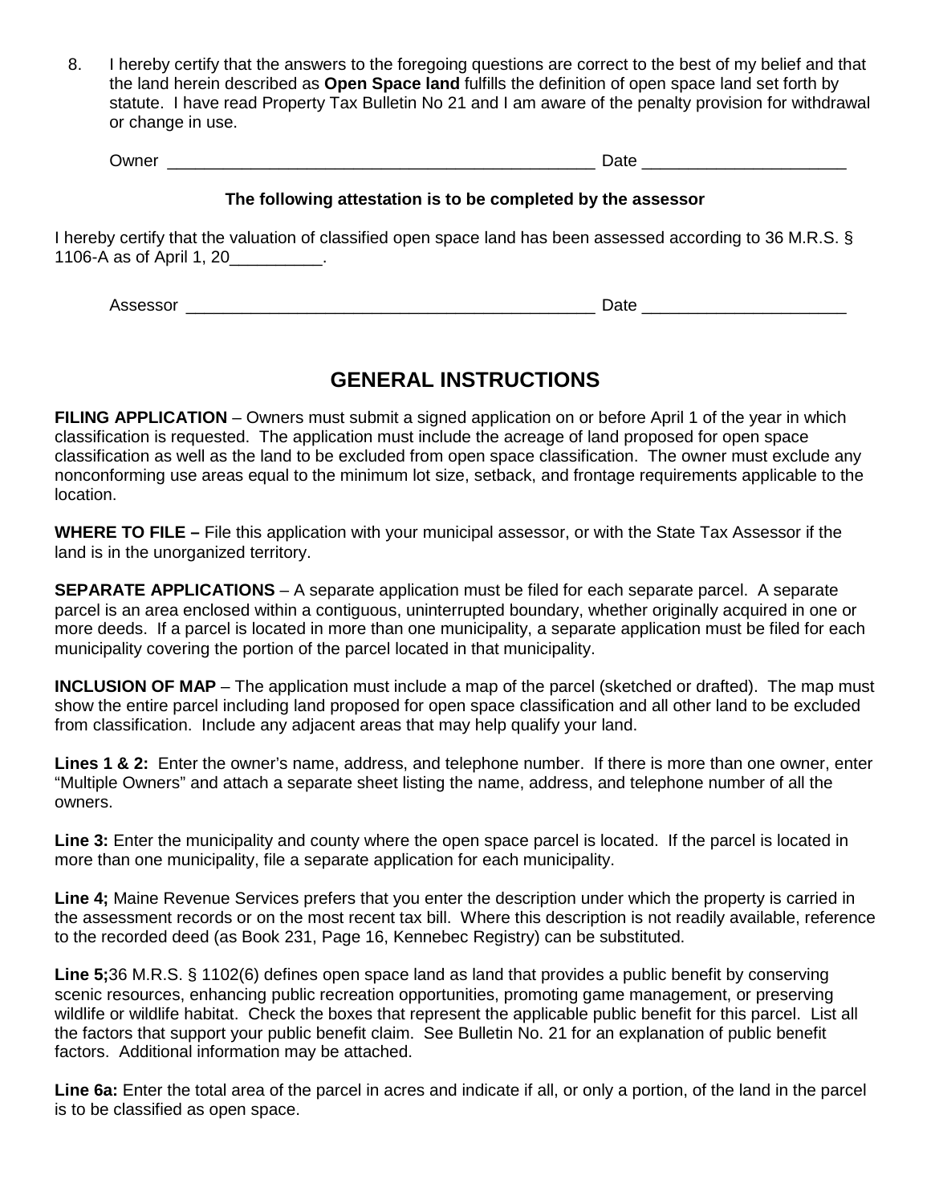8. I hereby certify that the answers to the foregoing questions are correct to the best of my belief and that the land herein described as **Open Space land** fulfills the definition of open space land set forth by statute. I have read Property Tax Bulletin No 21 and I am aware of the penalty provision for withdrawal or change in use.

   Owner ______________________________________________ Date ____________________

**The following attestation is to be completed by the assessor**

I hereby certify that the valuation of classified open space land has been assessed according to 36 M.R.S. § 1106-A as of April 1, 20__________.

Assessor ____________________________________________ Date ____________________

## GENERAL INSTRUCTIONS

**FILING APPLICATION** – Owners must submit a signed application on or before April 1 of the year in which classification is requested. The application must include the acreage of land proposed for open space classification as well as the land to be excluded from open space classification. The owner must exclude any nonconforming use areas equal to the minimum lot size, setback, and frontage requirements applicable to the location.

**WHERE TO FILE –** File this application with your municipal assessor, or with the State Tax Assessor if the land is in the unorganized territory.

**SEPARATE APPLICATIONS** – A separate application must be filed for each separate parcel. A separate parcel is an area enclosed within a contiguous, uninterrupted boundary, whether originally acquired in one or more deeds. If a parcel is located in more than one municipality, a separate application must be filed for each municipality covering the portion of the parcel located in that municipality.

**INCLUSION OF MAP** – The application must include a map of the parcel (sketched or drafted). The map must show the entire parcel including land proposed for open space classification and all other land to be excluded from classification. Include any adjacent areas that may help qualify your land.

**Lines 1 & 2:** Enter the owner's name, address, and telephone number. If there is more than one owner, enter "Multiple Owners" and attach a separate sheet listing the name, address, and telephone number of all the owners.

**Line 3:** Enter the municipality and county where the open space parcel is located. If the parcel is located in more than one municipality, file a separate application for each municipality.

**Line 4;** Maine Revenue Services prefers that you enter the description under which the property is carried in the assessment records or on the most recent tax bill. Where this description is not readily available, reference to the recorded deed (as Book 231, Page 16, Kennebec Registry) can be substituted.

**Line 5;**36 M.R.S. § 1102(6) defines open space land as land that provides a public benefit by conserving scenic resources, enhancing public recreation opportunities, promoting game management, or preserving wildlife or wildlife habitat. Check the boxes that represent the applicable public benefit for this parcel. List all the factors that support your public benefit claim. See Bulletin No. 21 for an explanation of public benefit factors. Additional information may be attached.

**Line 6a:** Enter the total area of the parcel in acres and indicate if all, or only a portion, of the land in the parcel is to be classified as open space.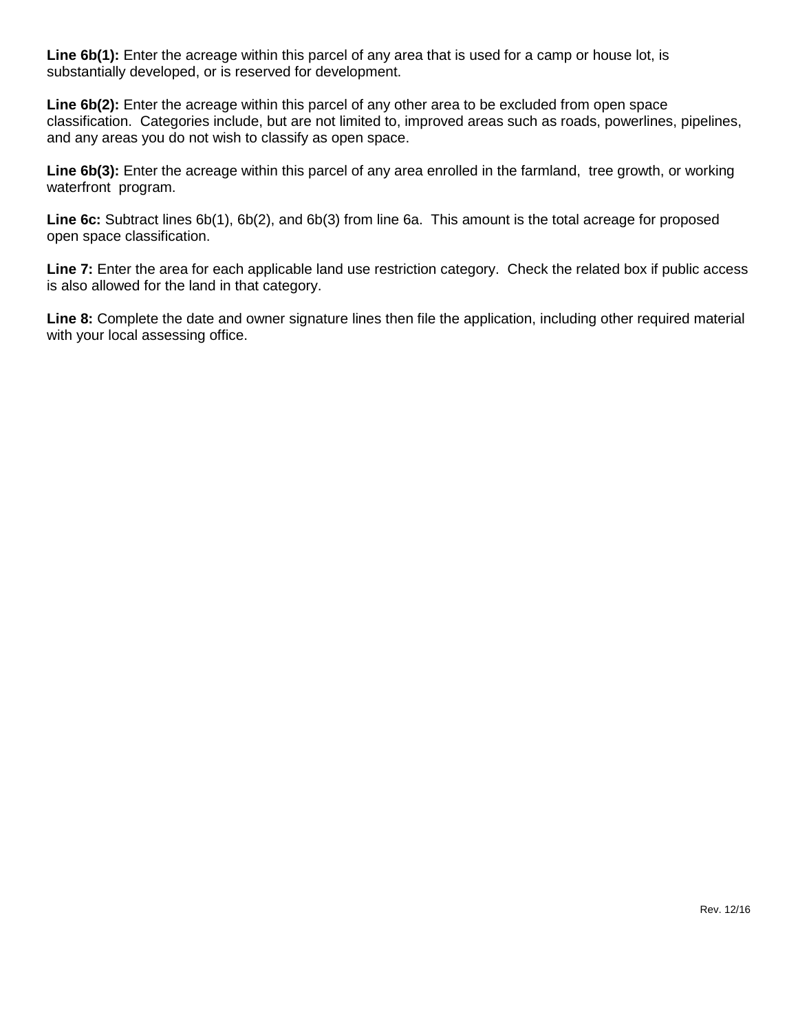**Line 6b(1):** Enter the acreage within this parcel of any area that is used for a camp or house lot, is substantially developed, or is reserved for development.

**Line 6b(2):** Enter the acreage within this parcel of any other area to be excluded from open space classification. Categories include, but are not limited to, improved areas such as roads, powerlines, pipelines, and any areas you do not wish to classify as open space.

**Line 6b(3):** Enter the acreage within this parcel of any area enrolled in the farmland, tree growth, or working waterfront program.

**Line 6c:** Subtract lines 6b(1), 6b(2), and 6b(3) from line 6a. This amount is the total acreage for proposed open space classification.

**Line 7:** Enter the area for each applicable land use restriction category. Check the related box if public access is also allowed for the land in that category.

**Line 8:** Complete the date and owner signature lines then file the application, including other required material with your local assessing office.

Rev. 12/16